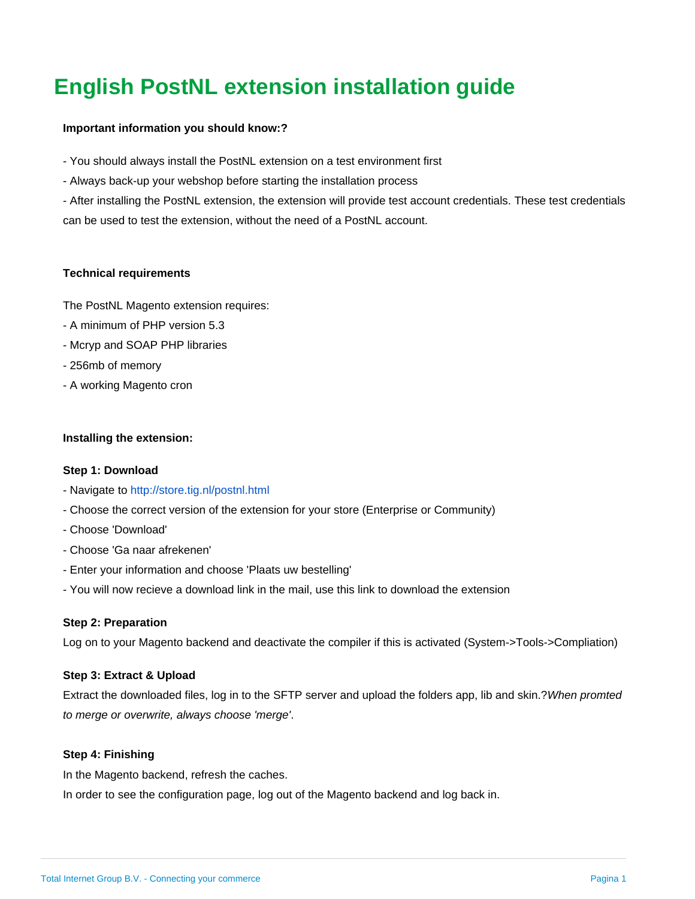# English PostNL extension installation guide

**Important information you should know:?**

- You should always install the PostNL extension on a test environment first
- Always back-up your webshop before starting the installation process
- After installing the PostNL extension, the extension will provide test account credentials. These test credentials can be used to test the extension, without the need of a PostNL account.

**Technical requirements**

The PostNL Magento extension requires:

- A minimum of PHP version 5.3
- Mcryp and SOAP PHP libraries
- 256mb of memory
- A working Magento cron

**Installing the extension:**

**Step 1: Download**

- Navigate to http://store.tig.nl/postnl.html
- Choose the correct version of the extension for your store (Enterprise or Community)
- Choose 'Download'
- Choose 'Ga naar afrekenen'
- Enter your information and choose 'Plaats uw bestelling'
- You will now recieve a download link in the mail, use this link to download the extension

**Step 2: Preparation**

Log on to your Magento backend and deactivate the compiler if this is activated (System->Tools->Compliation)

**Step 3: Extract & Upload**

Extract the downloaded files, log in to the SFTP server and upload the folders app, lib and skin.?*When promted to merge or overwrite, always choose 'merge'*.

**Step 4: Finishing**

In the Magento backend, refresh the caches.

In order to see the configuration page, log out of the Magento backend and log back in.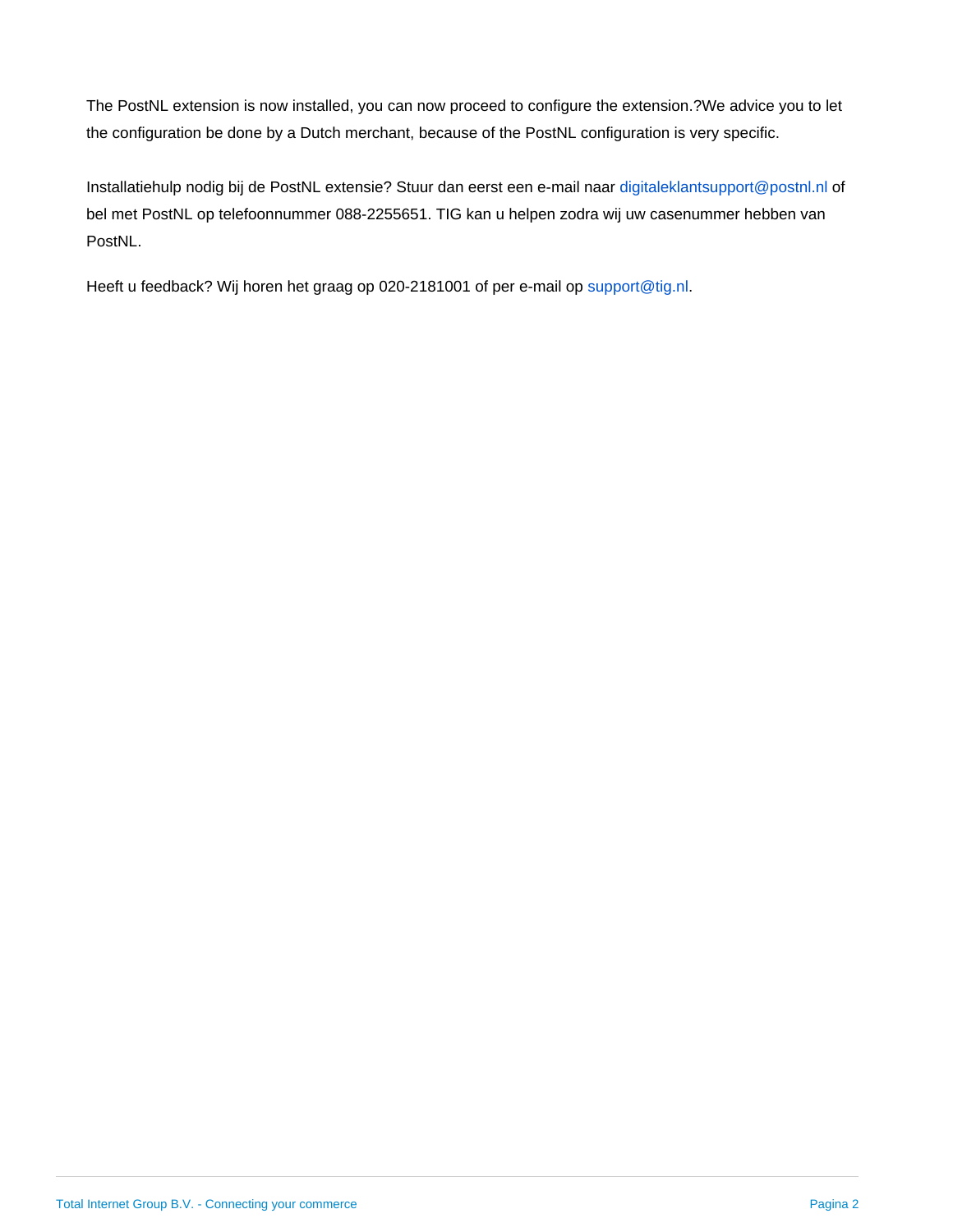The PostNL extension is now installed, you can now proceed to configure the extension.?We advice you to let the configuration be done by a Dutch merchant, because of the PostNL configuration is very specific.

Installatiehulp nodig bij de PostNL extensie? Stuur dan eerst een e-mail naar digitaleklantsupport@postnl.nl of bel met PostNL op telefoonnummer 088-2255651. TIG kan u helpen zodra wij uw casenummer hebben van PostNL.

Heeft u feedback? Wij horen het graag op 020-2181001 of per e-mail op support@tig.nl.